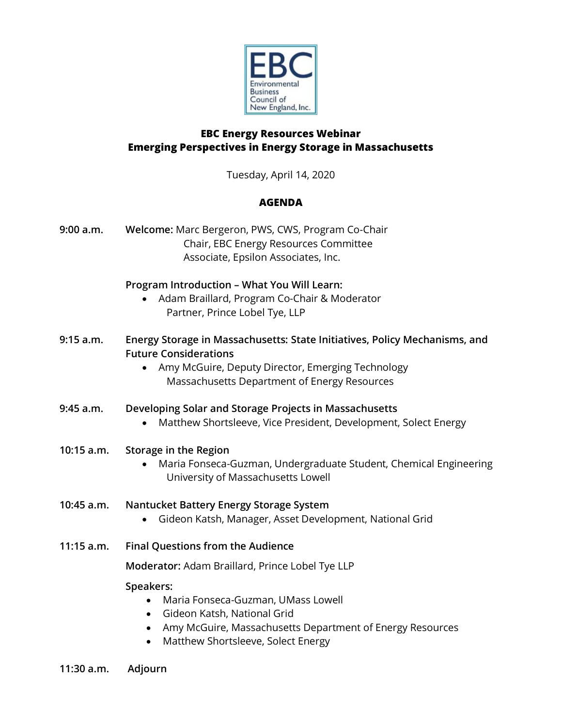EBC
Environmental Business Council of New England, Inc.

## EBC Energy Resources Webinar
## Emerging Perspectives in Energy Storage in Massachusetts

Tuesday, April 14, 2020

### AGENDA

**9:00 a.m.** **Welcome:** Marc Bergeron, PWS, CWS, Program Co-Chair
Chair, EBC Energy Resources Committee
Associate, Epsilon Associates, Inc.

**Program Introduction – What You Will Learn:**

- Adam Braillard, Program Co-Chair & Moderator
  Partner, Prince Lobel Tye, LLP

**9:15 a.m.** **Energy Storage in Massachusetts: State Initiatives, Policy Mechanisms, and Future Considerations**

- Amy McGuire, Deputy Director, Emerging Technology
  Massachusetts Department of Energy Resources

**9:45 a.m.** **Developing Solar and Storage Projects in Massachusetts**

- Matthew Shortsleeve, Vice President, Development, Select Energy

**10:15 a.m.** **Storage in the Region**

- Maria Fonseca-Guzman, Undergraduate Student, Chemical Engineering
  University of Massachusetts Lowell

**10:45 a.m.** **Nantucket Battery Energy Storage System**

- Gideon Katsh, Manager, Asset Development, National Grid

**11:15 a.m.** **Final Questions from the Audience**

**Moderator:** Adam Braillard, Prince Lobel Tye LLP

**Speakers:**

- Maria Fonseca-Guzman, UMass Lowell
- Gideon Katsh, National Grid
- Amy McGuire, Massachusetts Department of Energy Resources
- Matthew Shortsleeve, Select Energy

**11:30 a.m.** **Adjourn**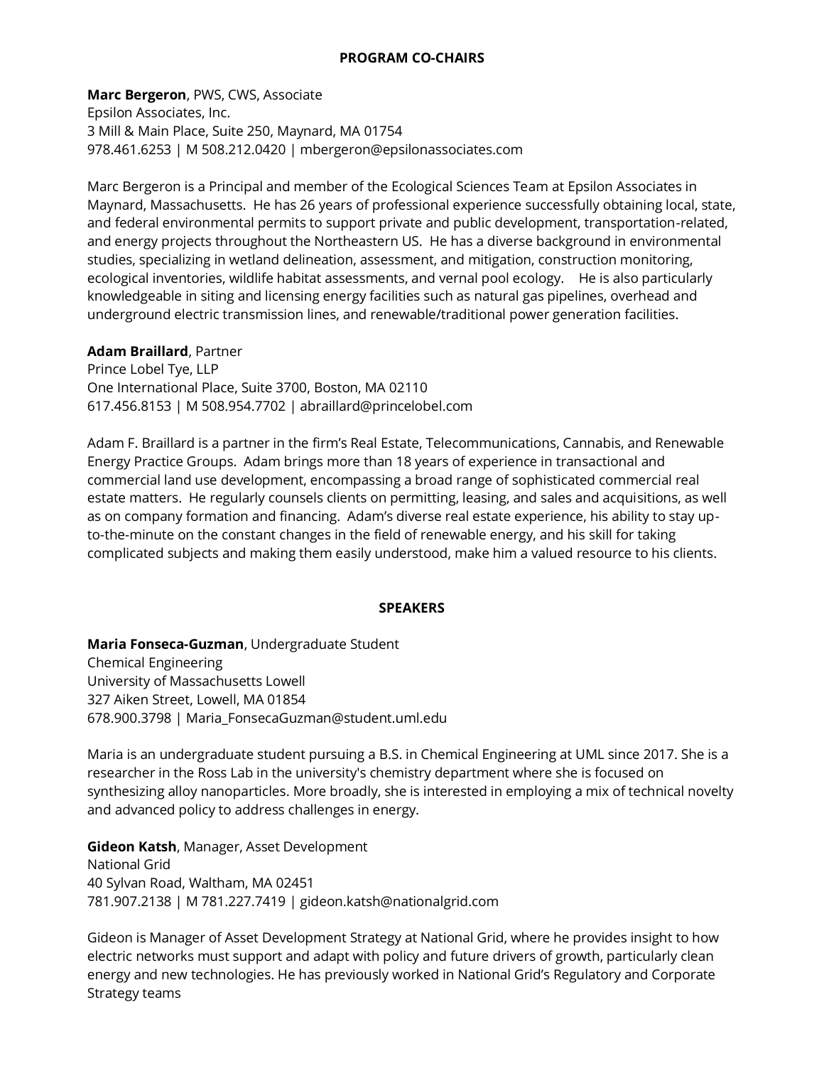## PROGRAM CO-CHAIRS

**Marc Bergeron**, PWS, CWS, Associate
Epsilon Associates, Inc.
3 Mill & Main Place, Suite 250, Maynard, MA 01754
978.461.6253 | M 508.212.0420 | mbergeron@epsilonassociates.com

Marc Bergeron is a Principal and member of the Ecological Sciences Team at Epsilon Associates in Maynard, Massachusetts. He has 26 years of professional experience successfully obtaining local, state, and federal environmental permits to support private and public development, transportation-related, and energy projects throughout the Northeastern US. He has a diverse background in environmental studies, specializing in wetland delineation, assessment, and mitigation, construction monitoring, ecological inventories, wildlife habitat assessments, and vernal pool ecology. He is also particularly knowledgeable in siting and licensing energy facilities such as natural gas pipelines, overhead and underground electric transmission lines, and renewable/traditional power generation facilities.

**Adam Braillard**, Partner
Prince Lobel Tye, LLP
One International Place, Suite 3700, Boston, MA 02110
617.456.8153 | M 508.954.7702 | abraillard@princelobel.com

Adam F. Braillard is a partner in the firm's Real Estate, Telecommunications, Cannabis, and Renewable Energy Practice Groups. Adam brings more than 18 years of experience in transactional and commercial land use development, encompassing a broad range of sophisticated commercial real estate matters. He regularly counsels clients on permitting, leasing, and sales and acquisitions, as well as on company formation and financing. Adam's diverse real estate experience, his ability to stay up-to-the-minute on the constant changes in the field of renewable energy, and his skill for taking complicated subjects and making them easily understood, make him a valued resource to his clients.

## SPEAKERS

**Maria Fonseca-Guzman**, Undergraduate Student
Chemical Engineering
University of Massachusetts Lowell
327 Aiken Street, Lowell, MA 01854
678.900.3798 | Maria_FonsecaGuzman@student.uml.edu

Maria is an undergraduate student pursuing a B.S. in Chemical Engineering at UML since 2017. She is a researcher in the Ross Lab in the university's chemistry department where she is focused on synthesizing alloy nanoparticles. More broadly, she is interested in employing a mix of technical novelty and advanced policy to address challenges in energy.

**Gideon Katsh**, Manager, Asset Development
National Grid
40 Sylvan Road, Waltham, MA 02451
781.907.2138 | M 781.227.7419 | gideon.katsh@nationalgrid.com

Gideon is Manager of Asset Development Strategy at National Grid, where he provides insight to how electric networks must support and adapt with policy and future drivers of growth, particularly clean energy and new technologies. He has previously worked in National Grid's Regulatory and Corporate Strategy teams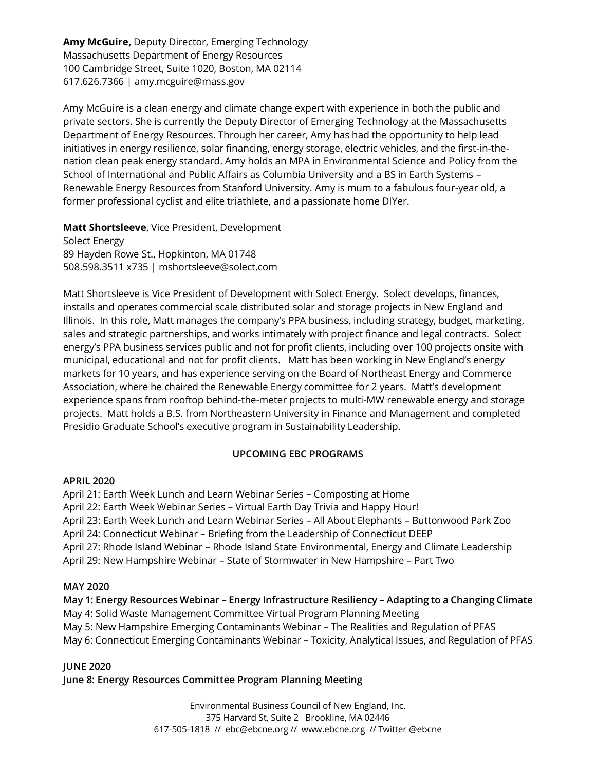**Amy McGuire,** Deputy Director, Emerging Technology
Massachusetts Department of Energy Resources
100 Cambridge Street, Suite 1020, Boston, MA 02114
617.626.7366 | amy.mcguire@mass.gov

Amy McGuire is a clean energy and climate change expert with experience in both the public and private sectors. She is currently the Deputy Director of Emerging Technology at the Massachusetts Department of Energy Resources. Through her career, Amy has had the opportunity to help lead initiatives in energy resilience, solar financing, energy storage, electric vehicles, and the first-in-the-nation clean peak energy standard. Amy holds an MPA in Environmental Science and Policy from the School of International and Public Affairs as Columbia University and a BS in Earth Systems – Renewable Energy Resources from Stanford University. Amy is mum to a fabulous four-year old, a former professional cyclist and elite triathlete, and a passionate home DIYer.

**Matt Shortsleeve**, Vice President, Development
Solect Energy
89 Hayden Rowe St., Hopkinton, MA 01748
508.598.3511 x735 | mshortsleeve@solect.com

Matt Shortsleeve is Vice President of Development with Solect Energy. Solect develops, finances, installs and operates commercial scale distributed solar and storage projects in New England and Illinois. In this role, Matt manages the company's PPA business, including strategy, budget, marketing, sales and strategic partnerships, and works intimately with project finance and legal contracts. Solect energy's PPA business services public and not for profit clients, including over 100 projects onsite with municipal, educational and not for profit clients. Matt has been working in New England's energy markets for 10 years, and has experience serving on the Board of Northeast Energy and Commerce Association, where he chaired the Renewable Energy committee for 2 years. Matt's development experience spans from rooftop behind-the-meter projects to multi-MW renewable energy and storage projects. Matt holds a B.S. from Northeastern University in Finance and Management and completed Presidio Graduate School's executive program in Sustainability Leadership.

## UPCOMING EBC PROGRAMS

**APRIL 2020**

April 21: Earth Week Lunch and Learn Webinar Series – Composting at Home
April 22: Earth Week Webinar Series – Virtual Earth Day Trivia and Happy Hour!
April 23: Earth Week Lunch and Learn Webinar Series – All About Elephants – Buttonwood Park Zoo
April 24: Connecticut Webinar – Briefing from the Leadership of Connecticut DEEP
April 27: Rhode Island Webinar – Rhode Island State Environmental, Energy and Climate Leadership
April 29: New Hampshire Webinar – State of Stormwater in New Hampshire – Part Two

**MAY 2020**

**May 1: Energy Resources Webinar – Energy Infrastructure Resiliency – Adapting to a Changing Climate**
May 4: Solid Waste Management Committee Virtual Program Planning Meeting
May 5: New Hampshire Emerging Contaminants Webinar – The Realities and Regulation of PFAS
May 6: Connecticut Emerging Contaminants Webinar – Toxicity, Analytical Issues, and Regulation of PFAS

**JUNE 2020**

**June 8: Energy Resources Committee Program Planning Meeting**

Environmental Business Council of New England, Inc.
375 Harvard St, Suite 2 Brookline, MA 02446
617-505-1818 // ebc@ebcne.org // www.ebcne.org // Twitter @ebcne